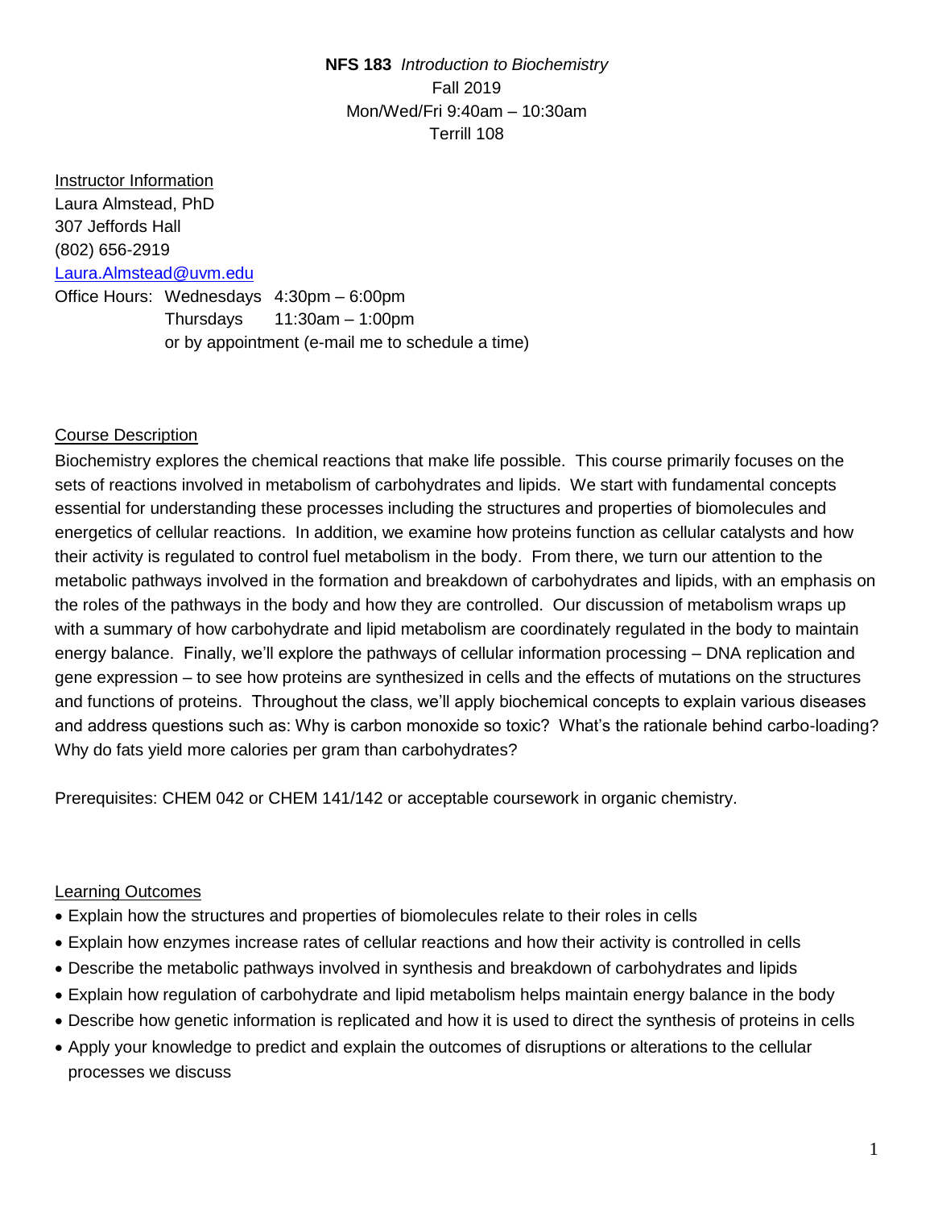**NFS 183** *Introduction to Biochemistry*
Fall 2019
Mon/Wed/Fri 9:40am – 10:30am
Terrill 108

## Instructor Information

Laura Almstead, PhD
307 Jeffords Hall
(802) 656-2919
Laura.Almstead@uvm.edu

Office Hours: Wednesdays 4:30pm – 6:00pm
Thursdays 11:30am – 1:00pm
or by appointment (e-mail me to schedule a time)

## Course Description

Biochemistry explores the chemical reactions that make life possible. This course primarily focuses on the sets of reactions involved in metabolism of carbohydrates and lipids. We start with fundamental concepts essential for understanding these processes including the structures and properties of biomolecules and energetics of cellular reactions. In addition, we examine how proteins function as cellular catalysts and how their activity is regulated to control fuel metabolism in the body. From there, we turn our attention to the metabolic pathways involved in the formation and breakdown of carbohydrates and lipids, with an emphasis on the roles of the pathways in the body and how they are controlled. Our discussion of metabolism wraps up with a summary of how carbohydrate and lipid metabolism are coordinately regulated in the body to maintain energy balance. Finally, we'll explore the pathways of cellular information processing – DNA replication and gene expression – to see how proteins are synthesized in cells and the effects of mutations on the structures and functions of proteins. Throughout the class, we'll apply biochemical concepts to explain various diseases and address questions such as: Why is carbon monoxide so toxic? What's the rationale behind carbo-loading? Why do fats yield more calories per gram than carbohydrates?

Prerequisites: CHEM 042 or CHEM 141/142 or acceptable coursework in organic chemistry.

## Learning Outcomes

- Explain how the structures and properties of biomolecules relate to their roles in cells
- Explain how enzymes increase rates of cellular reactions and how their activity is controlled in cells
- Describe the metabolic pathways involved in synthesis and breakdown of carbohydrates and lipids
- Explain how regulation of carbohydrate and lipid metabolism helps maintain energy balance in the body
- Describe how genetic information is replicated and how it is used to direct the synthesis of proteins in cells
- Apply your knowledge to predict and explain the outcomes of disruptions or alterations to the cellular processes we discuss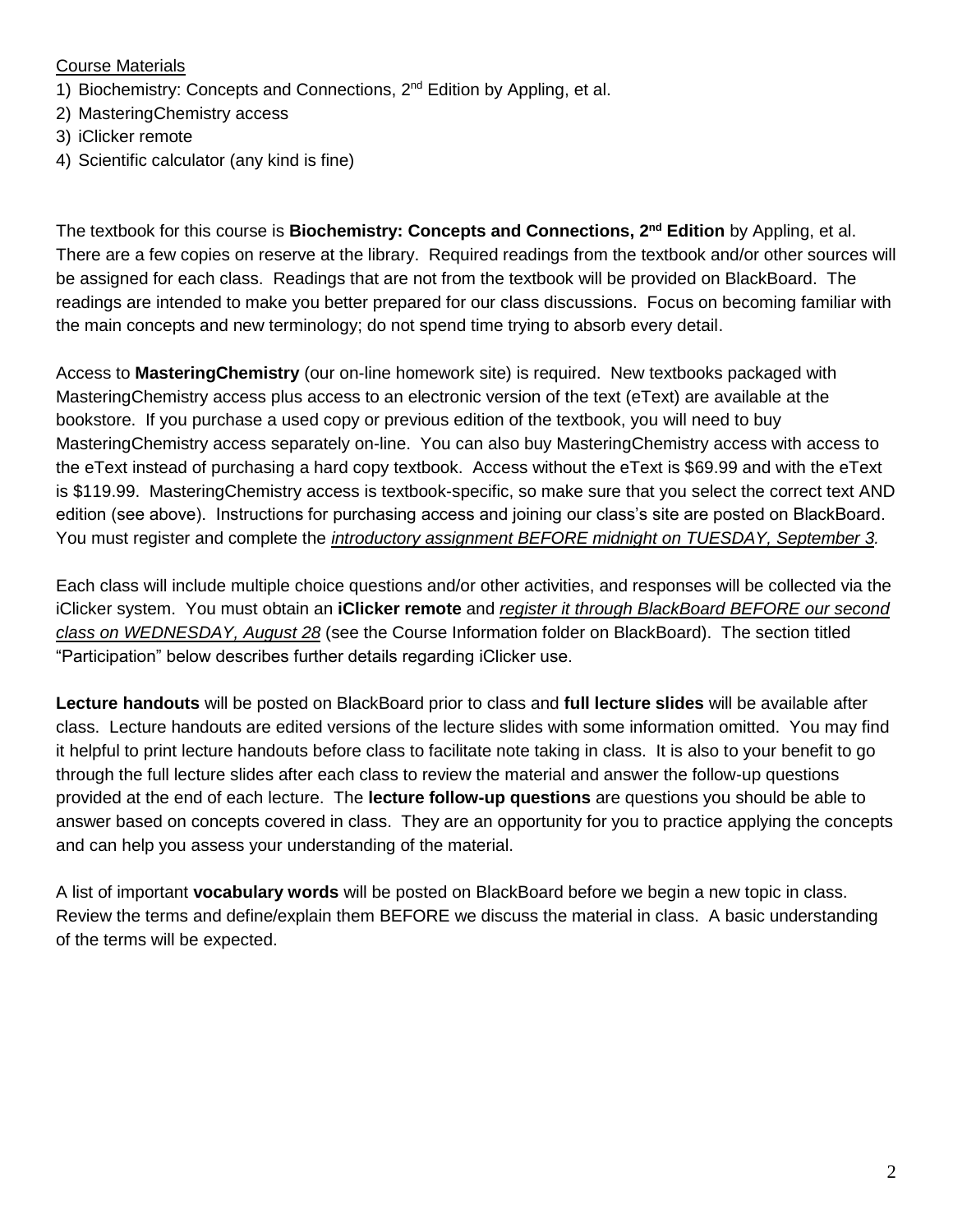Course Materials

1) Biochemistry: Concepts and Connections, 2nd Edition by Appling, et al.
2) MasteringChemistry access
3) iClicker remote
4) Scientific calculator (any kind is fine)

The textbook for this course is **Biochemistry: Concepts and Connections, 2nd Edition** by Appling, et al. There are a few copies on reserve at the library. Required readings from the textbook and/or other sources will be assigned for each class. Readings that are not from the textbook will be provided on BlackBoard. The readings are intended to make you better prepared for our class discussions. Focus on becoming familiar with the main concepts and new terminology; do not spend time trying to absorb every detail.

Access to **MasteringChemistry** (our on-line homework site) is required. New textbooks packaged with MasteringChemistry access plus access to an electronic version of the text (eText) are available at the bookstore. If you purchase a used copy or previous edition of the textbook, you will need to buy MasteringChemistry access separately on-line. You can also buy MasteringChemistry access with access to the eText instead of purchasing a hard copy textbook. Access without the eText is $69.99 and with the eText is $119.99. MasteringChemistry access is textbook-specific, so make sure that you select the correct text AND edition (see above). Instructions for purchasing access and joining our class's site are posted on BlackBoard. You must register and complete the *introductory assignment BEFORE midnight on TUESDAY, September 3*.

Each class will include multiple choice questions and/or other activities, and responses will be collected via the iClicker system. You must obtain an **iClicker remote** and *register it through BlackBoard BEFORE our second class on WEDNESDAY, August 28* (see the Course Information folder on BlackBoard). The section titled "Participation" below describes further details regarding iClicker use.

**Lecture handouts** will be posted on BlackBoard prior to class and **full lecture slides** will be available after class. Lecture handouts are edited versions of the lecture slides with some information omitted. You may find it helpful to print lecture handouts before class to facilitate note taking in class. It is also to your benefit to go through the full lecture slides after each class to review the material and answer the follow-up questions provided at the end of each lecture. The **lecture follow-up questions** are questions you should be able to answer based on concepts covered in class. They are an opportunity for you to practice applying the concepts and can help you assess your understanding of the material.

A list of important **vocabulary words** will be posted on BlackBoard before we begin a new topic in class. Review the terms and define/explain them BEFORE we discuss the material in class. A basic understanding of the terms will be expected.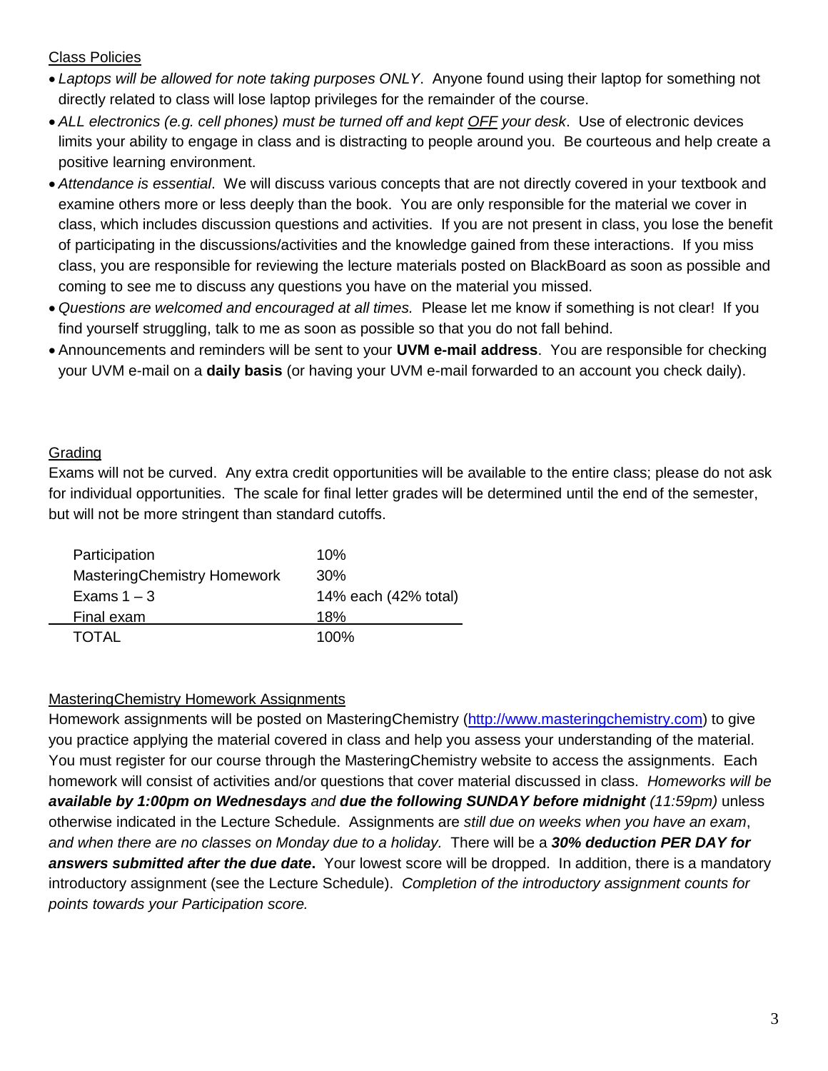## Class Policies

- *Laptops will be allowed for note taking purposes ONLY*. Anyone found using their laptop for something not directly related to class will lose laptop privileges for the remainder of the course.
- *ALL electronics (e.g. cell phones) must be turned off and kept OFF your desk*. Use of electronic devices limits your ability to engage in class and is distracting to people around you. Be courteous and help create a positive learning environment.
- *Attendance is essential*. We will discuss various concepts that are not directly covered in your textbook and examine others more or less deeply than the book. You are only responsible for the material we cover in class, which includes discussion questions and activities. If you are not present in class, you lose the benefit of participating in the discussions/activities and the knowledge gained from these interactions. If you miss class, you are responsible for reviewing the lecture materials posted on BlackBoard as soon as possible and coming to see me to discuss any questions you have on the material you missed.
- *Questions are welcomed and encouraged at all times.* Please let me know if something is not clear! If you find yourself struggling, talk to me as soon as possible so that you do not fall behind.
- Announcements and reminders will be sent to your **UVM e-mail address**. You are responsible for checking your UVM e-mail on a **daily basis** (or having your UVM e-mail forwarded to an account you check daily).

## Grading

Exams will not be curved. Any extra credit opportunities will be available to the entire class; please do not ask for individual opportunities. The scale for final letter grades will be determined until the end of the semester, but will not be more stringent than standard cutoffs.

| Component | Weight |
|---|---|
| Participation | 10% |
| MasteringChemistry Homework | 30% |
| Exams 1 – 3 | 14% each (42% total) |
| Final exam | 18% |
| TOTAL | 100% |

## MasteringChemistry Homework Assignments

Homework assignments will be posted on MasteringChemistry (http://www.masteringchemistry.com) to give you practice applying the material covered in class and help you assess your understanding of the material. You must register for our course through the MasteringChemistry website to access the assignments. Each homework will consist of activities and/or questions that cover material discussed in class. *Homeworks will be **available by 1:00pm on Wednesdays** and **due the following SUNDAY before midnight** (11:59pm)* unless otherwise indicated in the Lecture Schedule. Assignments are *still due on weeks when you have an exam, and when there are no classes on Monday due to a holiday.* There will be a ***30% deduction PER DAY for answers submitted after the due date*.** Your lowest score will be dropped. In addition, there is a mandatory introductory assignment (see the Lecture Schedule). *Completion of the introductory assignment counts for points towards your Participation score.*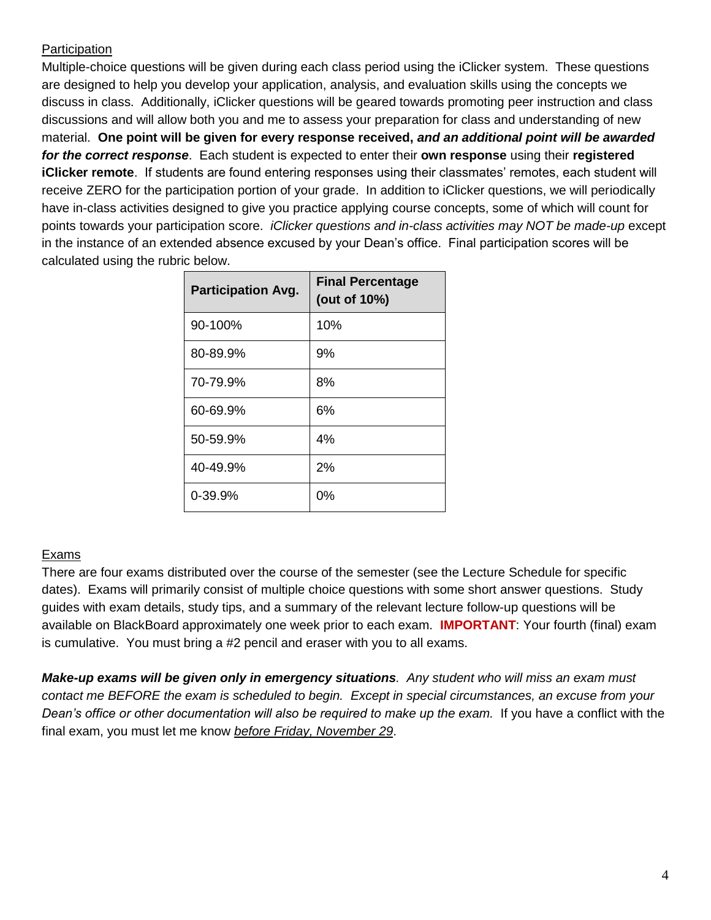<u>Participation</u>

Multiple-choice questions will be given during each class period using the iClicker system. These questions are designed to help you develop your application, analysis, and evaluation skills using the concepts we discuss in class. Additionally, iClicker questions will be geared towards promoting peer instruction and class discussions and will allow both you and me to assess your preparation for class and understanding of new material. **One point will be given for every response received, *and an additional point will be awarded for the correct response*.** Each student is expected to enter their **own response** using their **registered iClicker remote**. If students are found entering responses using their classmates' remotes, each student will receive ZERO for the participation portion of your grade. In addition to iClicker questions, we will periodically have in-class activities designed to give you practice applying course concepts, some of which will count for points towards your participation score. *iClicker questions and in-class activities may NOT be made-up* except in the instance of an extended absence excused by your Dean's office. Final participation scores will be calculated using the rubric below.

| Participation Avg. | Final Percentage (out of 10%) |
|---|---|
| 90-100% | 10% |
| 80-89.9% | 9% |
| 70-79.9% | 8% |
| 60-69.9% | 6% |
| 50-59.9% | 4% |
| 40-49.9% | 2% |
| 0-39.9% | 0% |

<u>Exams</u>

There are four exams distributed over the course of the semester (see the Lecture Schedule for specific dates). Exams will primarily consist of multiple choice questions with some short answer questions. Study guides with exam details, study tips, and a summary of the relevant lecture follow-up questions will be available on BlackBoard approximately one week prior to each exam. **IMPORTANT**: Your fourth (final) exam is cumulative. You must bring a #2 pencil and eraser with you to all exams.

***Make-up exams will be given only in emergency situations****. Any student who will miss an exam must contact me BEFORE the exam is scheduled to begin. Except in special circumstances, an excuse from your Dean's office or other documentation will also be required to make up the exam.* If you have a conflict with the final exam, you must let me know <u>*before Friday, November 29*</u>.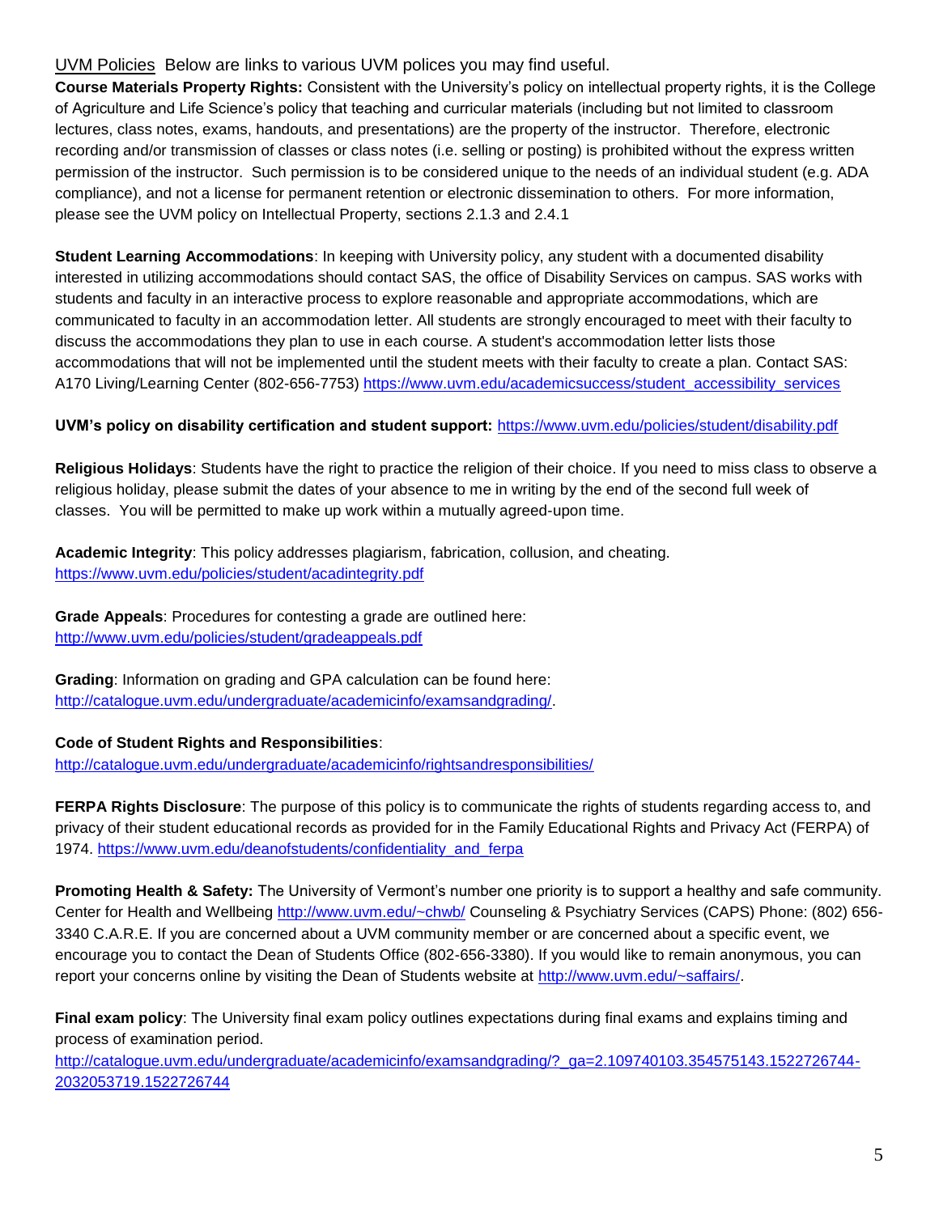UVM Policies Below are links to various UVM polices you may find useful.

**Course Materials Property Rights:** Consistent with the University's policy on intellectual property rights, it is the College of Agriculture and Life Science's policy that teaching and curricular materials (including but not limited to classroom lectures, class notes, exams, handouts, and presentations) are the property of the instructor. Therefore, electronic recording and/or transmission of classes or class notes (i.e. selling or posting) is prohibited without the express written permission of the instructor. Such permission is to be considered unique to the needs of an individual student (e.g. ADA compliance), and not a license for permanent retention or electronic dissemination to others. For more information, please see the UVM policy on Intellectual Property, sections 2.1.3 and 2.4.1

**Student Learning Accommodations**: In keeping with University policy, any student with a documented disability interested in utilizing accommodations should contact SAS, the office of Disability Services on campus. SAS works with students and faculty in an interactive process to explore reasonable and appropriate accommodations, which are communicated to faculty in an accommodation letter. All students are strongly encouraged to meet with their faculty to discuss the accommodations they plan to use in each course. A student's accommodation letter lists those accommodations that will not be implemented until the student meets with their faculty to create a plan. Contact SAS: A170 Living/Learning Center (802-656-7753) https://www.uvm.edu/academicsuccess/student_accessibility_services

**UVM's policy on disability certification and student support:** https://www.uvm.edu/policies/student/disability.pdf

**Religious Holidays**: Students have the right to practice the religion of their choice. If you need to miss class to observe a religious holiday, please submit the dates of your absence to me in writing by the end of the second full week of classes. You will be permitted to make up work within a mutually agreed-upon time.

**Academic Integrity**: This policy addresses plagiarism, fabrication, collusion, and cheating.
https://www.uvm.edu/policies/student/acadintegrity.pdf

**Grade Appeals**: Procedures for contesting a grade are outlined here:
http://www.uvm.edu/policies/student/gradeappeals.pdf

**Grading**: Information on grading and GPA calculation can be found here:
http://catalogue.uvm.edu/undergraduate/academicinfo/examsandgrading/.

**Code of Student Rights and Responsibilities**:
http://catalogue.uvm.edu/undergraduate/academicinfo/rightsandresponsibilities/

**FERPA Rights Disclosure**: The purpose of this policy is to communicate the rights of students regarding access to, and privacy of their student educational records as provided for in the Family Educational Rights and Privacy Act (FERPA) of 1974. https://www.uvm.edu/deanofstudents/confidentiality_and_ferpa

**Promoting Health & Safety:** The University of Vermont's number one priority is to support a healthy and safe community. Center for Health and Wellbeing http://www.uvm.edu/~chwb/ Counseling & Psychiatry Services (CAPS) Phone: (802) 656-3340 C.A.R.E. If you are concerned about a UVM community member or are concerned about a specific event, we encourage you to contact the Dean of Students Office (802-656-3380). If you would like to remain anonymous, you can report your concerns online by visiting the Dean of Students website at http://www.uvm.edu/~saffairs/.

**Final exam policy**: The University final exam policy outlines expectations during final exams and explains timing and process of examination period.
http://catalogue.uvm.edu/undergraduate/academicinfo/examsandgrading/?_ga=2.109740103.354575143.1522726744-2032053719.1522726744